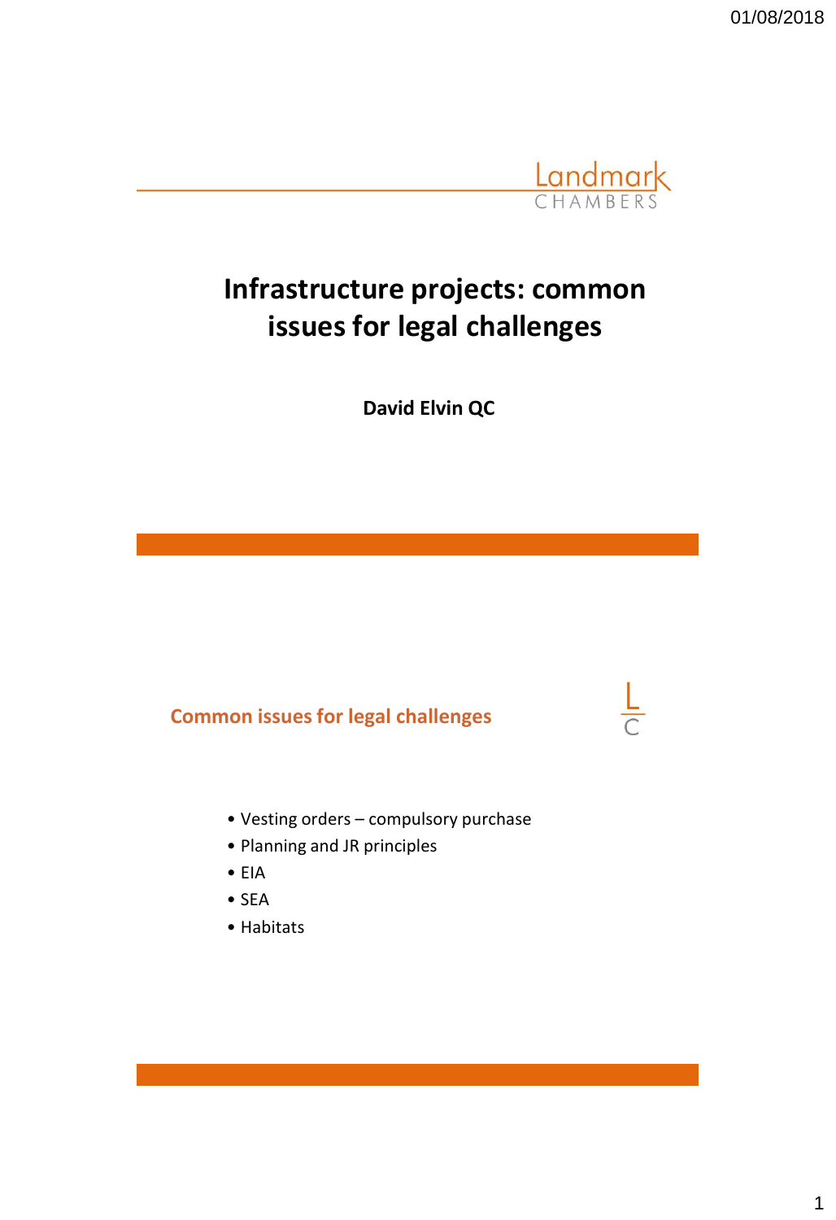Landmark CHAMBERS

# Infrastructure projects: common issues for legal challenges

**David Elvin QC**

## Common issues for legal challenges

- Vesting orders – compulsory purchase
- Planning and JR principles
- EIA
- SEA
- Habitats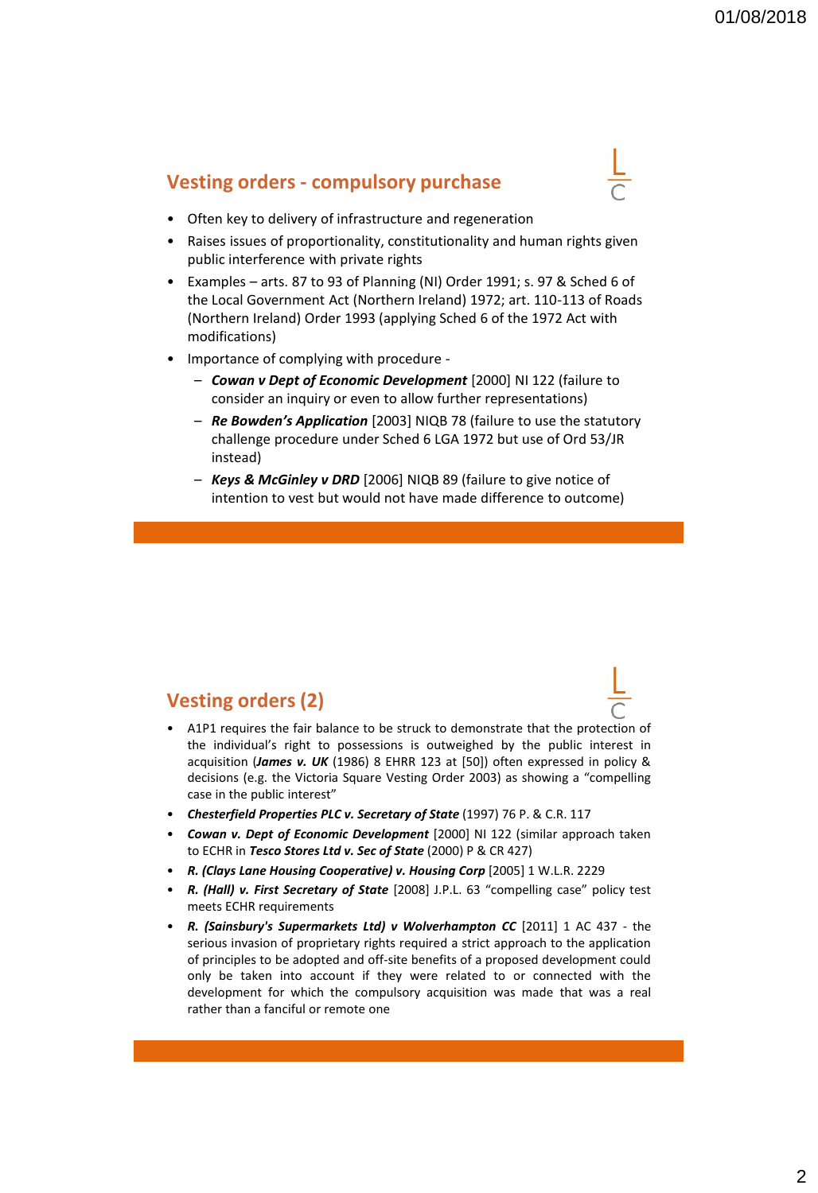## Vesting orders - compulsory purchase

- Often key to delivery of infrastructure and regeneration
- Raises issues of proportionality, constitutionality and human rights given public interference with private rights
- Examples – arts. 87 to 93 of Planning (NI) Order 1991; s. 97 & Sched 6 of the Local Government Act (Northern Ireland) 1972; art. 110-113 of Roads (Northern Ireland) Order 1993 (applying Sched 6 of the 1972 Act with modifications)
- Importance of complying with procedure -
  - ***Cowan v Dept of Economic Development*** [2000] NI 122 (failure to consider an inquiry or even to allow further representations)
  - ***Re Bowden's Application*** [2003] NIQB 78 (failure to use the statutory challenge procedure under Sched 6 LGA 1972 but use of Ord 53/JR instead)
  - ***Keys & McGinley v DRD*** [2006] NIQB 89 (failure to give notice of intention to vest but would not have made difference to outcome)

## Vesting orders (2)

- A1P1 requires the fair balance to be struck to demonstrate that the protection of the individual's right to possessions is outweighed by the public interest in acquisition (***James v. UK*** (1986) 8 EHRR 123 at [50]) often expressed in policy & decisions (e.g. the Victoria Square Vesting Order 2003) as showing a "compelling case in the public interest"
- ***Chesterfield Properties PLC v. Secretary of State*** (1997) 76 P. & C.R. 117
- ***Cowan v. Dept of Economic Development*** [2000] NI 122 (similar approach taken to ECHR in ***Tesco Stores Ltd v. Sec of State*** (2000) P & CR 427)
- ***R. (Clays Lane Housing Cooperative) v. Housing Corp*** [2005] 1 W.L.R. 2229
- ***R. (Hall) v. First Secretary of State*** [2008] J.P.L. 63 "compelling case" policy test meets ECHR requirements
- ***R. (Sainsbury's Supermarkets Ltd) v Wolverhampton CC*** [2011] 1 AC 437 - the serious invasion of proprietary rights required a strict approach to the application of principles to be adopted and off-site benefits of a proposed development could only be taken into account if they were related to or connected with the development for which the compulsory acquisition was made that was a real rather than a fanciful or remote one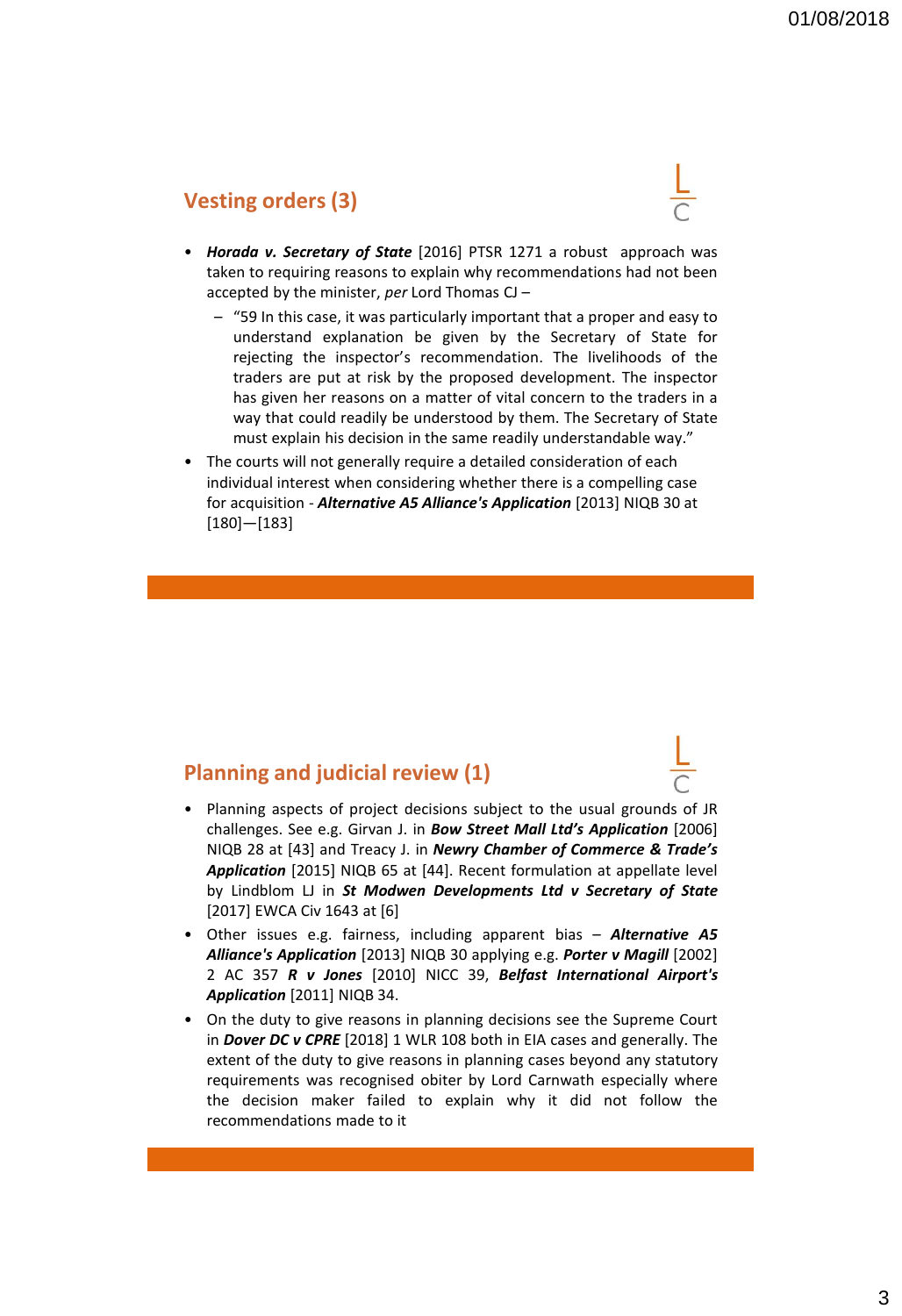## Vesting orders (3)

- ***Horada v. Secretary of State*** [2016] PTSR 1271 a robust approach was taken to requiring reasons to explain why recommendations had not been accepted by the minister, *per* Lord Thomas CJ –
  - "59 In this case, it was particularly important that a proper and easy to understand explanation be given by the Secretary of State for rejecting the inspector's recommendation. The livelihoods of the traders are put at risk by the proposed development. The inspector has given her reasons on a matter of vital concern to the traders in a way that could readily be understood by them. The Secretary of State must explain his decision in the same readily understandable way."
- The courts will not generally require a detailed consideration of each individual interest when considering whether there is a compelling case for acquisition - ***Alternative A5 Alliance's Application*** [2013] NIQB 30 at [180]—[183]

## Planning and judicial review (1)

- Planning aspects of project decisions subject to the usual grounds of JR challenges. See e.g. Girvan J. in ***Bow Street Mall Ltd's Application*** [2006] NIQB 28 at [43] and Treacy J. in ***Newry Chamber of Commerce & Trade's Application*** [2015] NIQB 65 at [44]. Recent formulation at appellate level by Lindblom LJ in ***St Modwen Developments Ltd v Secretary of State*** [2017] EWCA Civ 1643 at [6]
- Other issues e.g. fairness, including apparent bias – ***Alternative A5 Alliance's Application*** [2013] NIQB 30 applying e.g. ***Porter v Magill*** [2002] 2 AC 357 ***R v Jones*** [2010] NICC 39, ***Belfast International Airport's Application*** [2011] NIQB 34.
- On the duty to give reasons in planning decisions see the Supreme Court in ***Dover DC v CPRE*** [2018] 1 WLR 108 both in EIA cases and generally. The extent of the duty to give reasons in planning cases beyond any statutory requirements was recognised obiter by Lord Carnwath especially where the decision maker failed to explain why it did not follow the recommendations made to it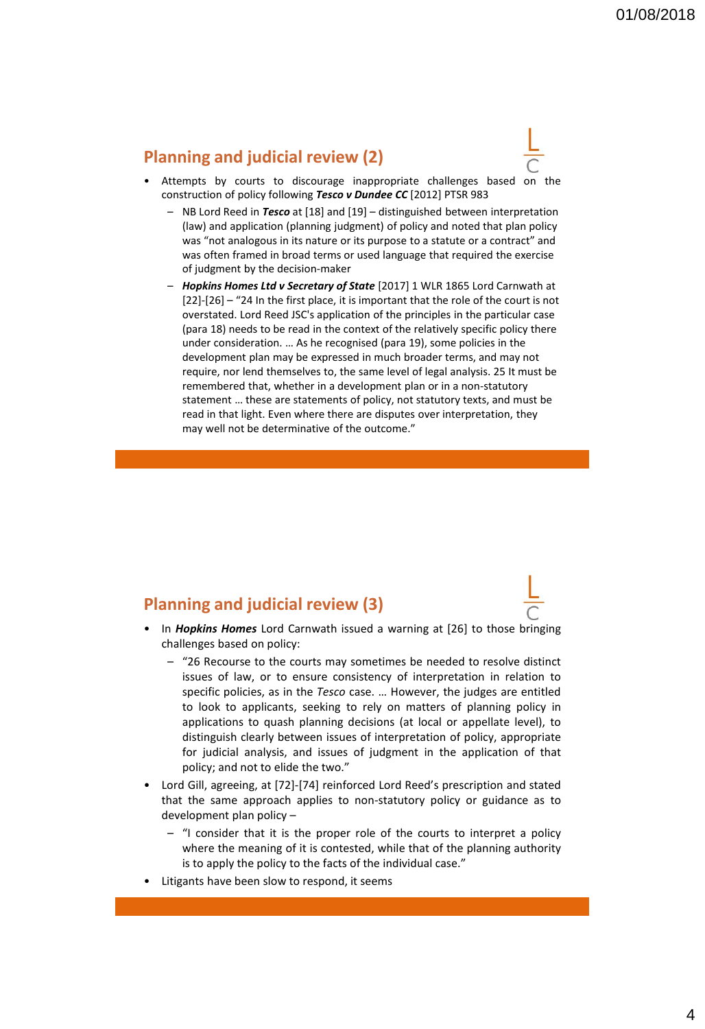## Planning and judicial review (2)

- Attempts by courts to discourage inappropriate challenges based on the construction of policy following ***Tesco v Dundee CC*** [2012] PTSR 983
  - NB Lord Reed in ***Tesco*** at [18] and [19] – distinguished between interpretation (law) and application (planning judgment) of policy and noted that plan policy was "not analogous in its nature or its purpose to a statute or a contract" and was often framed in broad terms or used language that required the exercise of judgment by the decision-maker
  - ***Hopkins Homes Ltd v Secretary of State*** [2017] 1 WLR 1865 Lord Carnwath at [22]-[26] – "24 In the first place, it is important that the role of the court is not overstated. Lord Reed JSC's application of the principles in the particular case (para 18) needs to be read in the context of the relatively specific policy there under consideration. … As he recognised (para 19), some policies in the development plan may be expressed in much broader terms, and may not require, nor lend themselves to, the same level of legal analysis. 25 It must be remembered that, whether in a development plan or in a non-statutory statement … these are statements of policy, not statutory texts, and must be read in that light. Even where there are disputes over interpretation, they may well not be determinative of the outcome."

## Planning and judicial review (3)

- In ***Hopkins Homes*** Lord Carnwath issued a warning at [26] to those bringing challenges based on policy:
  - "26 Recourse to the courts may sometimes be needed to resolve distinct issues of law, or to ensure consistency of interpretation in relation to specific policies, as in the *Tesco* case. … However, the judges are entitled to look to applicants, seeking to rely on matters of planning policy in applications to quash planning decisions (at local or appellate level), to distinguish clearly between issues of interpretation of policy, appropriate for judicial analysis, and issues of judgment in the application of that policy; and not to elide the two."
- Lord Gill, agreeing, at [72]-[74] reinforced Lord Reed's prescription and stated that the same approach applies to non-statutory policy or guidance as to development plan policy –
  - "I consider that it is the proper role of the courts to interpret a policy where the meaning of it is contested, while that of the planning authority is to apply the policy to the facts of the individual case."
- Litigants have been slow to respond, it seems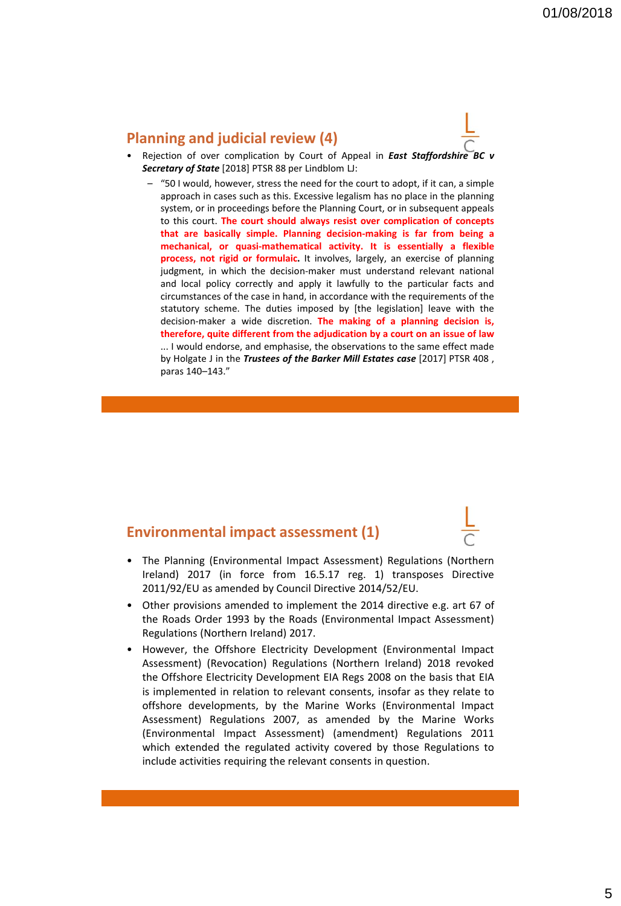## Planning and judicial review (4)

- Rejection of over complication by Court of Appeal in ***East Staffordshire BC v Secretary of State*** [2018] PTSR 88 per Lindblom LJ:
  - "50 I would, however, stress the need for the court to adopt, if it can, a simple approach in cases such as this. Excessive legalism has no place in the planning system, or in proceedings before the Planning Court, or in subsequent appeals to this court. **The court should always resist over complication of concepts that are basically simple. Planning decision-making is far from being a mechanical, or quasi-mathematical activity. It is essentially a flexible process, not rigid or formulaic.** It involves, largely, an exercise of planning judgment, in which the decision-maker must understand relevant national and local policy correctly and apply it lawfully to the particular facts and circumstances of the case in hand, in accordance with the requirements of the statutory scheme. The duties imposed by [the legislation] leave with the decision-maker a wide discretion. **The making of a planning decision is, therefore, quite different from the adjudication by a court on an issue of law** ... I would endorse, and emphasise, the observations to the same effect made by Holgate J in the ***Trustees of the Barker Mill Estates case*** [2017] PTSR 408 , paras 140–143."

## Environmental impact assessment (1)

- The Planning (Environmental Impact Assessment) Regulations (Northern Ireland) 2017 (in force from 16.5.17 reg. 1) transposes Directive 2011/92/EU as amended by Council Directive 2014/52/EU.
- Other provisions amended to implement the 2014 directive e.g. art 67 of the Roads Order 1993 by the Roads (Environmental Impact Assessment) Regulations (Northern Ireland) 2017.
- However, the Offshore Electricity Development (Environmental Impact Assessment) (Revocation) Regulations (Northern Ireland) 2018 revoked the Offshore Electricity Development EIA Regs 2008 on the basis that EIA is implemented in relation to relevant consents, insofar as they relate to offshore developments, by the Marine Works (Environmental Impact Assessment) Regulations 2007, as amended by the Marine Works (Environmental Impact Assessment) (amendment) Regulations 2011 which extended the regulated activity covered by those Regulations to include activities requiring the relevant consents in question.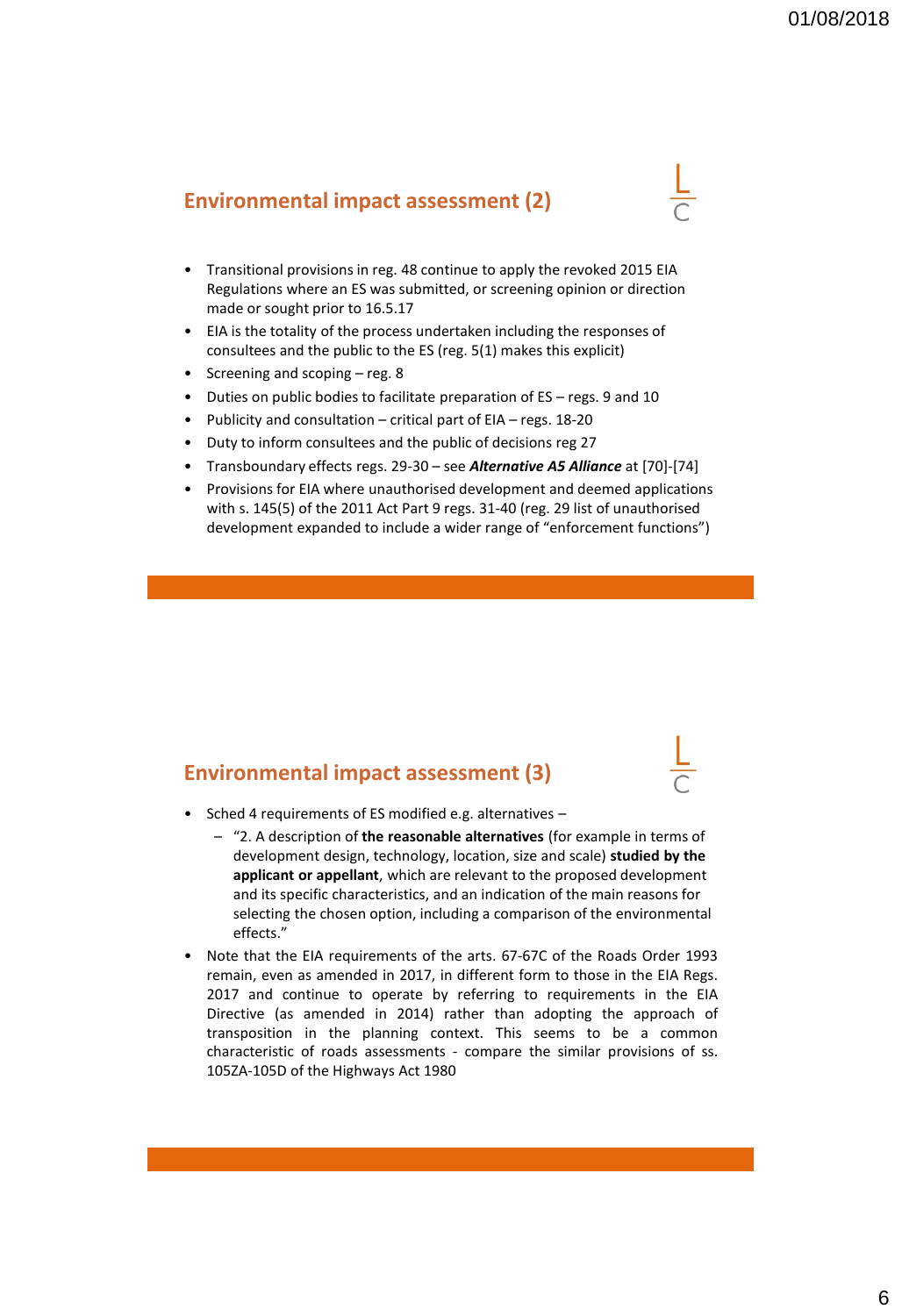## Environmental impact assessment (2)

- Transitional provisions in reg. 48 continue to apply the revoked 2015 EIA Regulations where an ES was submitted, or screening opinion or direction made or sought prior to 16.5.17
- EIA is the totality of the process undertaken including the responses of consultees and the public to the ES (reg. 5(1) makes this explicit)
- Screening and scoping – reg. 8
- Duties on public bodies to facilitate preparation of ES – regs. 9 and 10
- Publicity and consultation – critical part of EIA – regs. 18-20
- Duty to inform consultees and the public of decisions reg 27
- Transboundary effects regs. 29-30 – see ***Alternative A5 Alliance*** at [70]-[74]
- Provisions for EIA where unauthorised development and deemed applications with s. 145(5) of the 2011 Act Part 9 regs. 31-40 (reg. 29 list of unauthorised development expanded to include a wider range of "enforcement functions")

## Environmental impact assessment (3)

- Sched 4 requirements of ES modified e.g. alternatives –
  - "2. A description of **the reasonable alternatives** (for example in terms of development design, technology, location, size and scale) **studied by the applicant or appellant**, which are relevant to the proposed development and its specific characteristics, and an indication of the main reasons for selecting the chosen option, including a comparison of the environmental effects."
- Note that the EIA requirements of the arts. 67-67C of the Roads Order 1993 remain, even as amended in 2017, in different form to those in the EIA Regs. 2017 and continue to operate by referring to requirements in the EIA Directive (as amended in 2014) rather than adopting the approach of transposition in the planning context. This seems to be a common characteristic of roads assessments - compare the similar provisions of ss. 105ZA-105D of the Highways Act 1980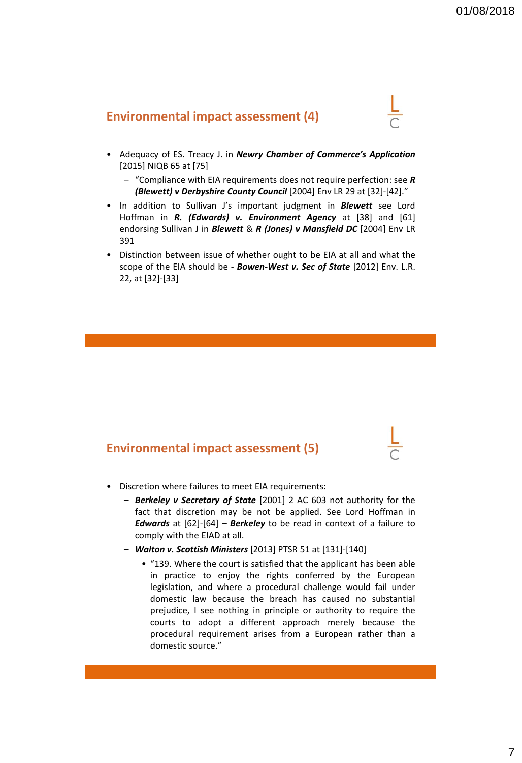## Environmental impact assessment (4)

- Adequacy of ES. Treacy J. in ***Newry Chamber of Commerce's Application*** [2015] NIQB 65 at [75]
  - "Compliance with EIA requirements does not require perfection: see ***R (Blewett) v Derbyshire County Council*** [2004] Env LR 29 at [32]-[42]."
- In addition to Sullivan J's important judgment in ***Blewett*** see Lord Hoffman in ***R. (Edwards) v. Environment Agency*** at [38] and [61] endorsing Sullivan J in ***Blewett*** & ***R (Jones) v Mansfield DC*** [2004] Env LR 391
- Distinction between issue of whether ought to be EIA at all and what the scope of the EIA should be - ***Bowen-West v. Sec of State*** [2012] Env. L.R. 22, at [32]-[33]

## Environmental impact assessment (5)

- Discretion where failures to meet EIA requirements:
  - ***Berkeley v Secretary of State*** [2001] 2 AC 603 not authority for the fact that discretion may be not be applied. See Lord Hoffman in ***Edwards*** at [62]-[64] – ***Berkeley*** to be read in context of a failure to comply with the EIAD at all.
  - ***Walton v. Scottish Ministers*** [2013] PTSR 51 at [131]-[140]
    - "139. Where the court is satisfied that the applicant has been able in practice to enjoy the rights conferred by the European legislation, and where a procedural challenge would fail under domestic law because the breach has caused no substantial prejudice, I see nothing in principle or authority to require the courts to adopt a different approach merely because the procedural requirement arises from a European rather than a domestic source."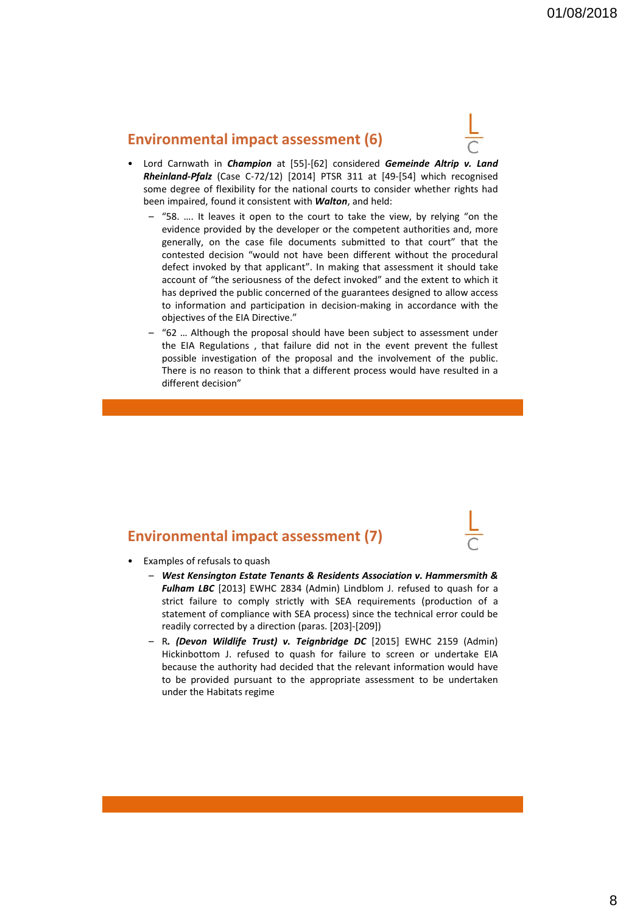## Environmental impact assessment (6)

- Lord Carnwath in ***Champion*** at [55]-[62] considered ***Gemeinde Altrip v. Land Rheinland-Pfalz*** (Case C-72/12) [2014] PTSR 311 at [49-[54] which recognised some degree of flexibility for the national courts to consider whether rights had been impaired, found it consistent with ***Walton***, and held:
  - "58. …. It leaves it open to the court to take the view, by relying "on the evidence provided by the developer or the competent authorities and, more generally, on the case file documents submitted to that court" that the contested decision "would not have been different without the procedural defect invoked by that applicant". In making that assessment it should take account of "the seriousness of the defect invoked" and the extent to which it has deprived the public concerned of the guarantees designed to allow access to information and participation in decision-making in accordance with the objectives of the EIA Directive."
  - "62 … Although the proposal should have been subject to assessment under the EIA Regulations , that failure did not in the event prevent the fullest possible investigation of the proposal and the involvement of the public. There is no reason to think that a different process would have resulted in a different decision"

## Environmental impact assessment (7)

- Examples of refusals to quash
  - ***West Kensington Estate Tenants & Residents Association v. Hammersmith & Fulham LBC*** [2013] EWHC 2834 (Admin) Lindblom J. refused to quash for a strict failure to comply strictly with SEA requirements (production of a statement of compliance with SEA process) since the technical error could be readily corrected by a direction (paras. [203]-[209])
  - R***. (Devon Wildlife Trust) v. Teignbridge DC*** [2015] EWHC 2159 (Admin) Hickinbottom J. refused to quash for failure to screen or undertake EIA because the authority had decided that the relevant information would have to be provided pursuant to the appropriate assessment to be undertaken under the Habitats regime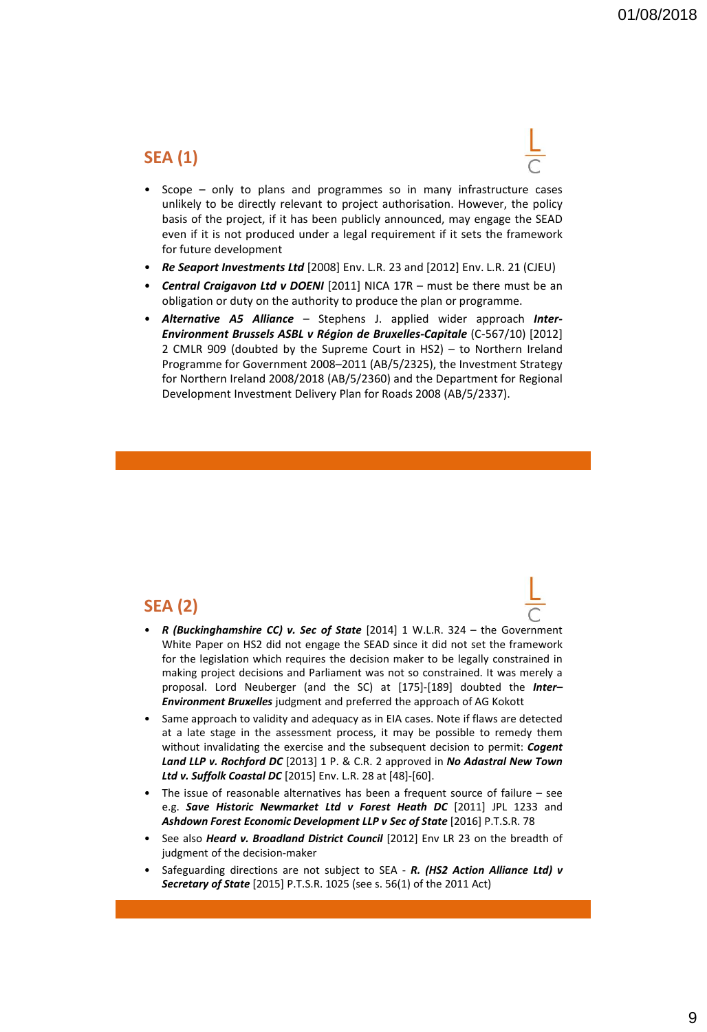## SEA (1)

- Scope – only to plans and programmes so in many infrastructure cases unlikely to be directly relevant to project authorisation. However, the policy basis of the project, if it has been publicly announced, may engage the SEAD even if it is not produced under a legal requirement if it sets the framework for future development
- ***Re Seaport Investments Ltd*** [2008] Env. L.R. 23 and [2012] Env. L.R. 21 (CJEU)
- ***Central Craigavon Ltd v DOENI*** [2011] NICA 17R – must be there must be an obligation or duty on the authority to produce the plan or programme.
- ***Alternative A5 Alliance*** – Stephens J. applied wider approach ***Inter-Environment Brussels ASBL v Région de Bruxelles-Capitale*** (C-567/10) [2012] 2 CMLR 909 (doubted by the Supreme Court in HS2) – to Northern Ireland Programme for Government 2008–2011 (AB/5/2325), the Investment Strategy for Northern Ireland 2008/2018 (AB/5/2360) and the Department for Regional Development Investment Delivery Plan for Roads 2008 (AB/5/2337).

## SEA (2)

- ***R (Buckinghamshire CC) v. Sec of State*** [2014] 1 W.L.R. 324 – the Government White Paper on HS2 did not engage the SEAD since it did not set the framework for the legislation which requires the decision maker to be legally constrained in making project decisions and Parliament was not so constrained. It was merely a proposal. Lord Neuberger (and the SC) at [175]-[189] doubted the ***Inter–Environment Bruxelles*** judgment and preferred the approach of AG Kokott
- Same approach to validity and adequacy as in EIA cases. Note if flaws are detected at a late stage in the assessment process, it may be possible to remedy them without invalidating the exercise and the subsequent decision to permit: ***Cogent Land LLP v. Rochford DC*** [2013] 1 P. & C.R. 2 approved in ***No Adastral New Town Ltd v. Suffolk Coastal DC*** [2015] Env. L.R. 28 at [48]-[60].
- The issue of reasonable alternatives has been a frequent source of failure – see e.g. ***Save Historic Newmarket Ltd v Forest Heath DC*** [2011] JPL 1233 and ***Ashdown Forest Economic Development LLP v Sec of State*** [2016] P.T.S.R. 78
- See also ***Heard v. Broadland District Council*** [2012] Env LR 23 on the breadth of judgment of the decision-maker
- Safeguarding directions are not subject to SEA - ***R. (HS2 Action Alliance Ltd) v Secretary of State*** [2015] P.T.S.R. 1025 (see s. 56(1) of the 2011 Act)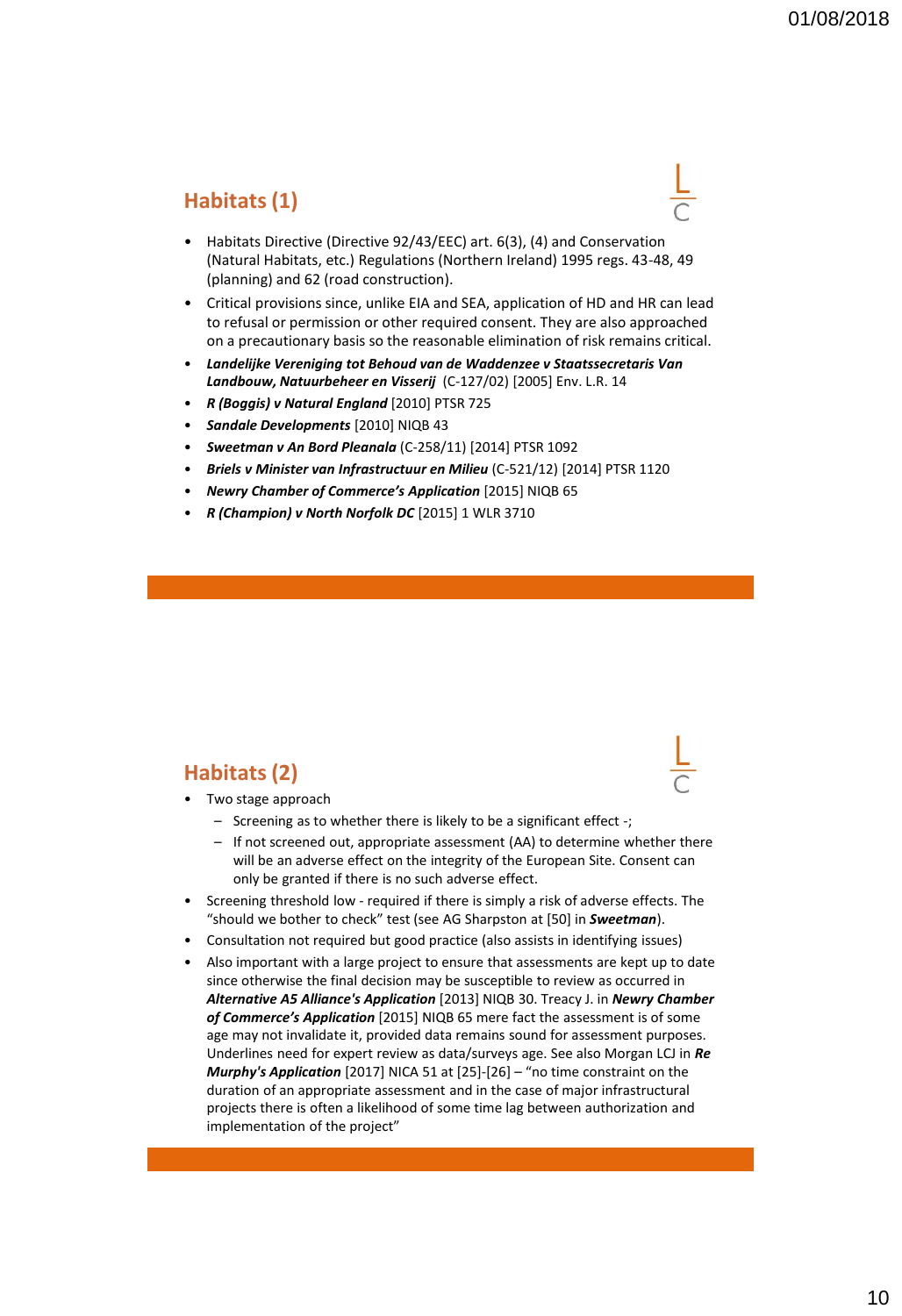## Habitats (1)

- Habitats Directive (Directive 92/43/EEC) art. 6(3), (4) and Conservation (Natural Habitats, etc.) Regulations (Northern Ireland) 1995 regs. 43-48, 49 (planning) and 62 (road construction).
- Critical provisions since, unlike EIA and SEA, application of HD and HR can lead to refusal or permission or other required consent. They are also approached on a precautionary basis so the reasonable elimination of risk remains critical.
- ***Landelijke Vereniging tot Behoud van de Waddenzee v Staatssecretaris Van Landbouw, Natuurbeheer en Visserij*** (C-127/02) [2005] Env. L.R. 14
- ***R (Boggis) v Natural England*** [2010] PTSR 725
- ***Sandale Developments*** [2010] NIQB 43
- ***Sweetman v An Bord Pleanala*** (C-258/11) [2014] PTSR 1092
- ***Briels v Minister van Infrastructuur en Milieu*** (C-521/12) [2014] PTSR 1120
- ***Newry Chamber of Commerce's Application*** [2015] NIQB 65
- ***R (Champion) v North Norfolk DC*** [2015] 1 WLR 3710

## Habitats (2)

- Two stage approach
  - Screening as to whether there is likely to be a significant effect -;
  - If not screened out, appropriate assessment (AA) to determine whether there will be an adverse effect on the integrity of the European Site. Consent can only be granted if there is no such adverse effect.
- Screening threshold low - required if there is simply a risk of adverse effects. The "should we bother to check" test (see AG Sharpston at [50] in ***Sweetman***).
- Consultation not required but good practice (also assists in identifying issues)
- Also important with a large project to ensure that assessments are kept up to date since otherwise the final decision may be susceptible to review as occurred in ***Alternative A5 Alliance's Application*** [2013] NIQB 30. Treacy J. in ***Newry Chamber of Commerce's Application*** [2015] NIQB 65 mere fact the assessment is of some age may not invalidate it, provided data remains sound for assessment purposes. Underlines need for expert review as data/surveys age. See also Morgan LCJ in ***Re Murphy's Application*** [2017] NICA 51 at [25]-[26] – "no time constraint on the duration of an appropriate assessment and in the case of major infrastructural projects there is often a likelihood of some time lag between authorization and implementation of the project"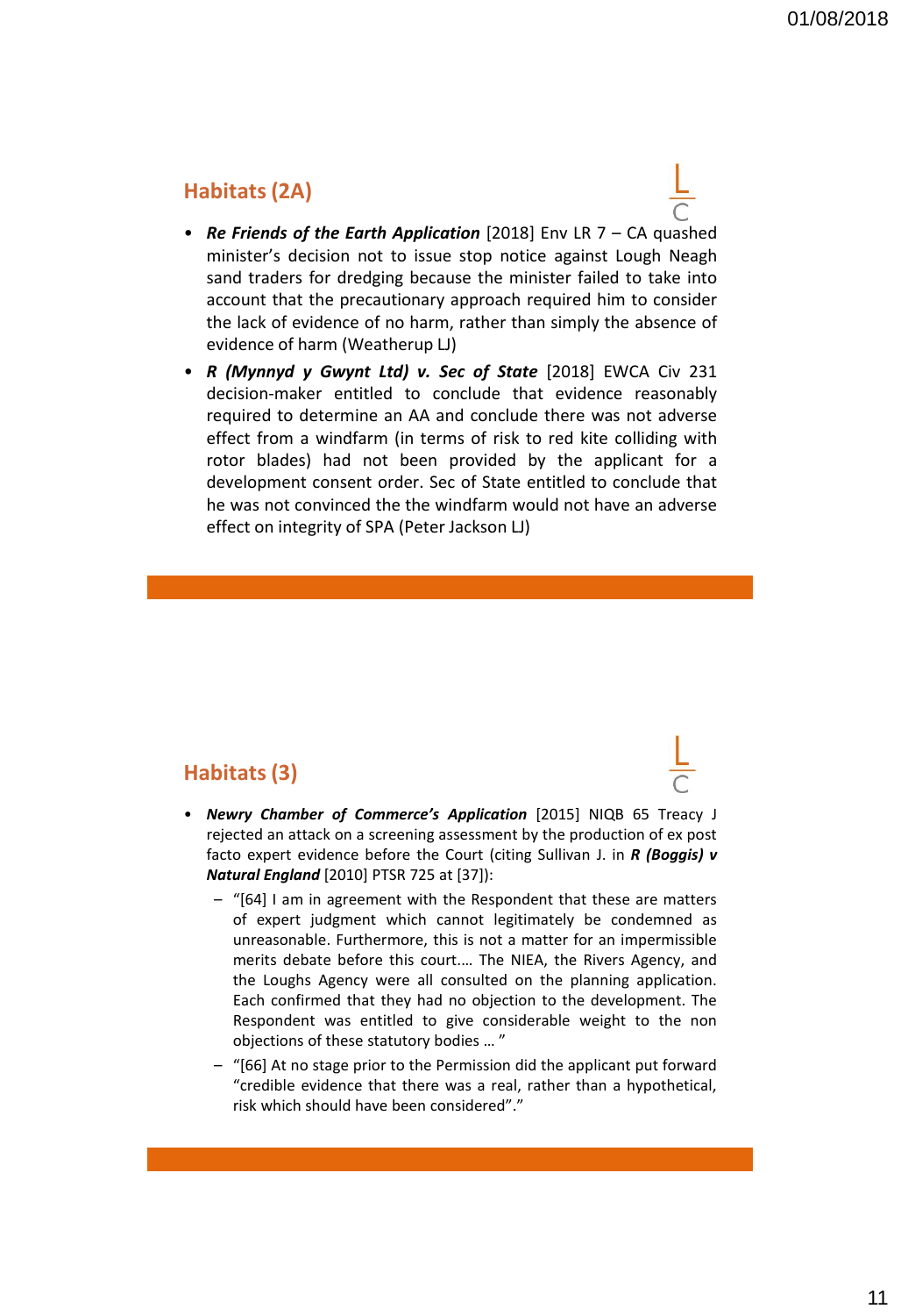## Habitats (2A)

- ***Re Friends of the Earth Application*** [2018] Env LR 7 – CA quashed minister's decision not to issue stop notice against Lough Neagh sand traders for dredging because the minister failed to take into account that the precautionary approach required him to consider the lack of evidence of no harm, rather than simply the absence of evidence of harm (Weatherup LJ)
- ***R (Mynnyd y Gwynt Ltd) v. Sec of State*** [2018] EWCA Civ 231 decision-maker entitled to conclude that evidence reasonably required to determine an AA and conclude there was not adverse effect from a windfarm (in terms of risk to red kite colliding with rotor blades) had not been provided by the applicant for a development consent order. Sec of State entitled to conclude that he was not convinced the the windfarm would not have an adverse effect on integrity of SPA (Peter Jackson LJ)

## Habitats (3)

- ***Newry Chamber of Commerce's Application*** [2015] NIQB 65 Treacy J rejected an attack on a screening assessment by the production of ex post facto expert evidence before the Court (citing Sullivan J. in ***R (Boggis) v Natural England*** [2010] PTSR 725 at [37]):
  - "[64] I am in agreement with the Respondent that these are matters of expert judgment which cannot legitimately be condemned as unreasonable. Furthermore, this is not a matter for an impermissible merits debate before this court.... The NIEA, the Rivers Agency, and the Loughs Agency were all consulted on the planning application. Each confirmed that they had no objection to the development. The Respondent was entitled to give considerable weight to the non objections of these statutory bodies … "
  - "[66] At no stage prior to the Permission did the applicant put forward "credible evidence that there was a real, rather than a hypothetical, risk which should have been considered"."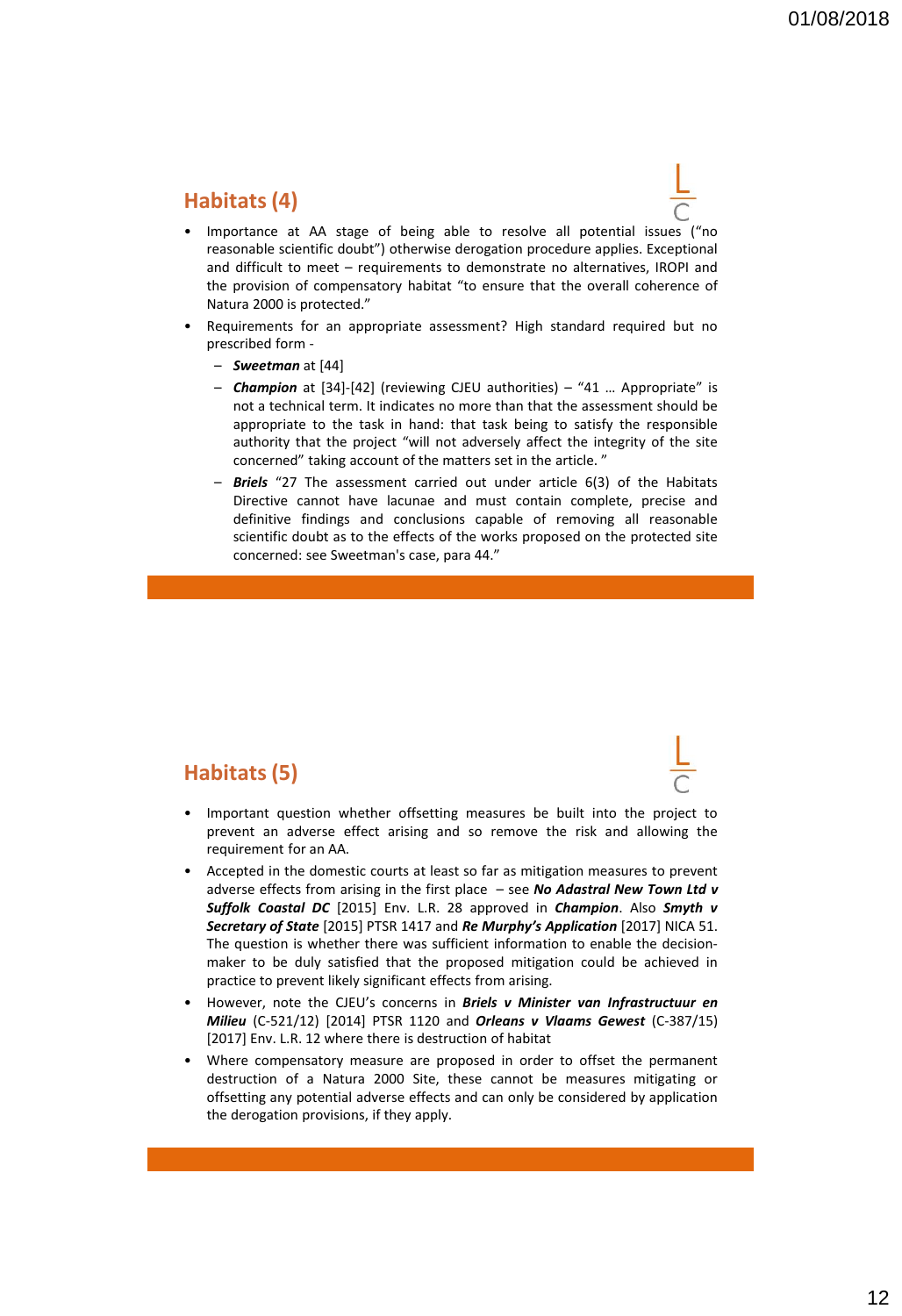## Habitats (4)

- Importance at AA stage of being able to resolve all potential issues ("no reasonable scientific doubt") otherwise derogation procedure applies. Exceptional and difficult to meet – requirements to demonstrate no alternatives, IROPI and the provision of compensatory habitat "to ensure that the overall coherence of Natura 2000 is protected."
- Requirements for an appropriate assessment? High standard required but no prescribed form -
  - ***Sweetman*** at [44]
  - ***Champion*** at [34]-[42] (reviewing CJEU authorities) – "41 … Appropriate" is not a technical term. It indicates no more than that the assessment should be appropriate to the task in hand: that task being to satisfy the responsible authority that the project "will not adversely affect the integrity of the site concerned" taking account of the matters set in the article. "
  - ***Briels*** "27 The assessment carried out under article 6(3) of the Habitats Directive cannot have lacunae and must contain complete, precise and definitive findings and conclusions capable of removing all reasonable scientific doubt as to the effects of the works proposed on the protected site concerned: see Sweetman's case, para 44."

## Habitats (5)

- Important question whether offsetting measures be built into the project to prevent an adverse effect arising and so remove the risk and allowing the requirement for an AA.
- Accepted in the domestic courts at least so far as mitigation measures to prevent adverse effects from arising in the first place – see ***No Adastral New Town Ltd v Suffolk Coastal DC*** [2015] Env. L.R. 28 approved in ***Champion***. Also ***Smyth v Secretary of State*** [2015] PTSR 1417 and ***Re Murphy's Application*** [2017] NICA 51. The question is whether there was sufficient information to enable the decision-maker to be duly satisfied that the proposed mitigation could be achieved in practice to prevent likely significant effects from arising.
- However, note the CJEU's concerns in ***Briels v Minister van Infrastructuur en Milieu*** (C-521/12) [2014] PTSR 1120 and ***Orleans v Vlaams Gewest*** (C-387/15) [2017] Env. L.R. 12 where there is destruction of habitat
- Where compensatory measure are proposed in order to offset the permanent destruction of a Natura 2000 Site, these cannot be measures mitigating or offsetting any potential adverse effects and can only be considered by application the derogation provisions, if they apply.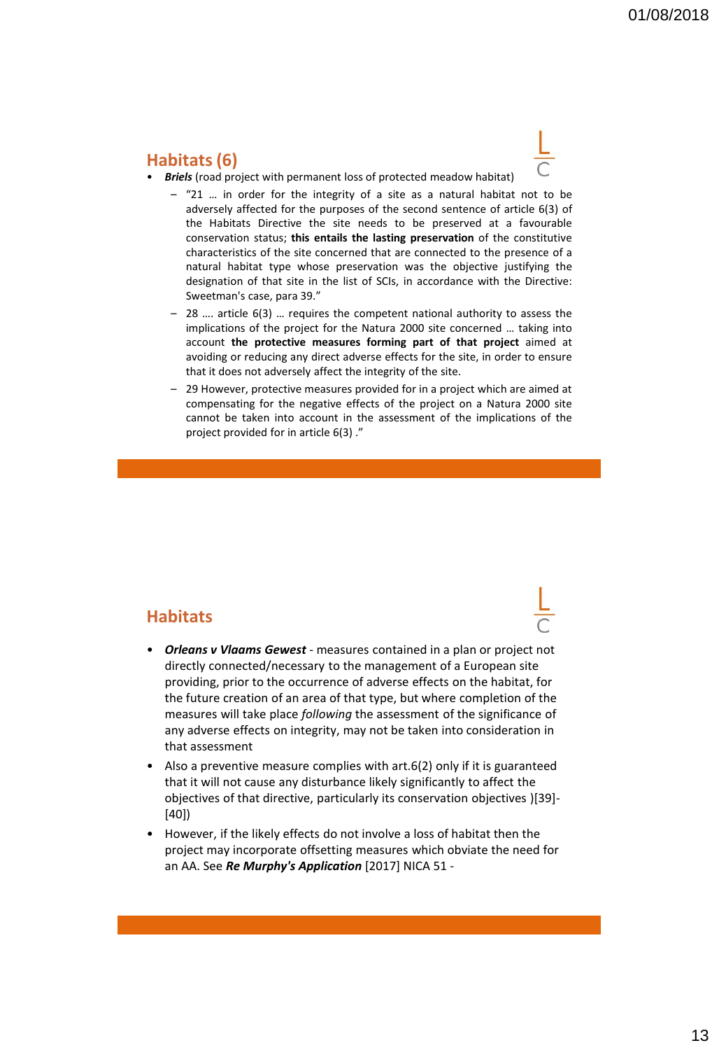## Habitats (6)

- ***Briels*** (road project with permanent loss of protected meadow habitat)
  - "21 … in order for the integrity of a site as a natural habitat not to be adversely affected for the purposes of the second sentence of article 6(3) of the Habitats Directive the site needs to be preserved at a favourable conservation status; **this entails the lasting preservation** of the constitutive characteristics of the site concerned that are connected to the presence of a natural habitat type whose preservation was the objective justifying the designation of that site in the list of SCIs, in accordance with the Directive: Sweetman's case, para 39."
  - 28 …. article 6(3) … requires the competent national authority to assess the implications of the project for the Natura 2000 site concerned … taking into account **the protective measures forming part of that project** aimed at avoiding or reducing any direct adverse effects for the site, in order to ensure that it does not adversely affect the integrity of the site.
  - 29 However, protective measures provided for in a project which are aimed at compensating for the negative effects of the project on a Natura 2000 site cannot be taken into account in the assessment of the implications of the project provided for in article 6(3) ."

## Habitats

- ***Orleans v Vlaams Gewest*** - measures contained in a plan or project not directly connected/necessary to the management of a European site providing, prior to the occurrence of adverse effects on the habitat, for the future creation of an area of that type, but where completion of the measures will take place *following* the assessment of the significance of any adverse effects on integrity, may not be taken into consideration in that assessment
- Also a preventive measure complies with art.6(2) only if it is guaranteed that it will not cause any disturbance likely significantly to affect the objectives of that directive, particularly its conservation objectives )[39]-[40])
- However, if the likely effects do not involve a loss of habitat then the project may incorporate offsetting measures which obviate the need for an AA. See ***Re Murphy's Application*** [2017] NICA 51 -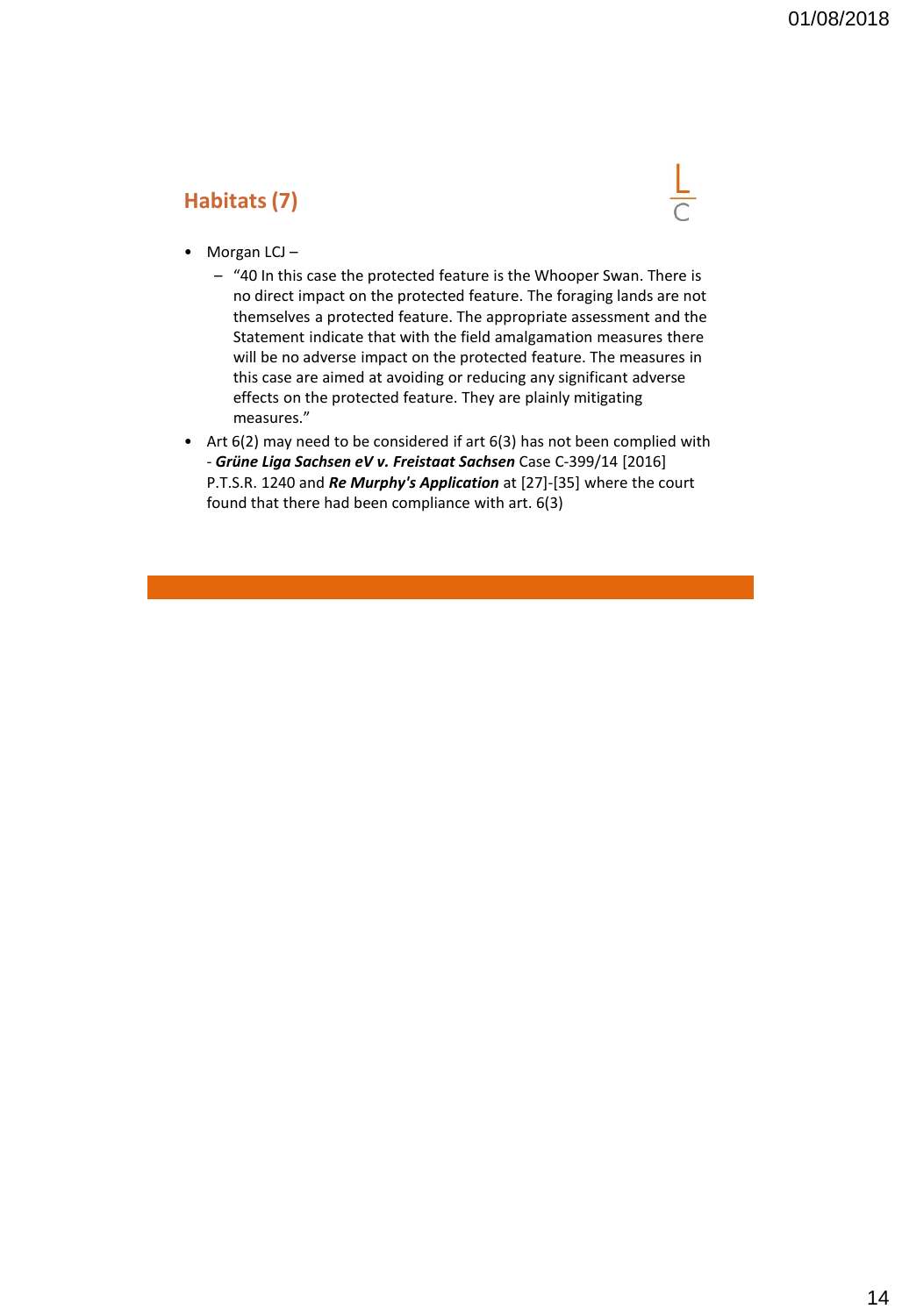## Habitats (7)

- Morgan LCJ –
  - "40 In this case the protected feature is the Whooper Swan. There is no direct impact on the protected feature. The foraging lands are not themselves a protected feature. The appropriate assessment and the Statement indicate that with the field amalgamation measures there will be no adverse impact on the protected feature. The measures in this case are aimed at avoiding or reducing any significant adverse effects on the protected feature. They are plainly mitigating measures."
- Art 6(2) may need to be considered if art 6(3) has not been complied with - ***Grüne Liga Sachsen eV v. Freistaat Sachsen*** Case C-399/14 [2016] P.T.S.R. 1240 and ***Re Murphy's Application*** at [27]-[35] where the court found that there had been compliance with art. 6(3)